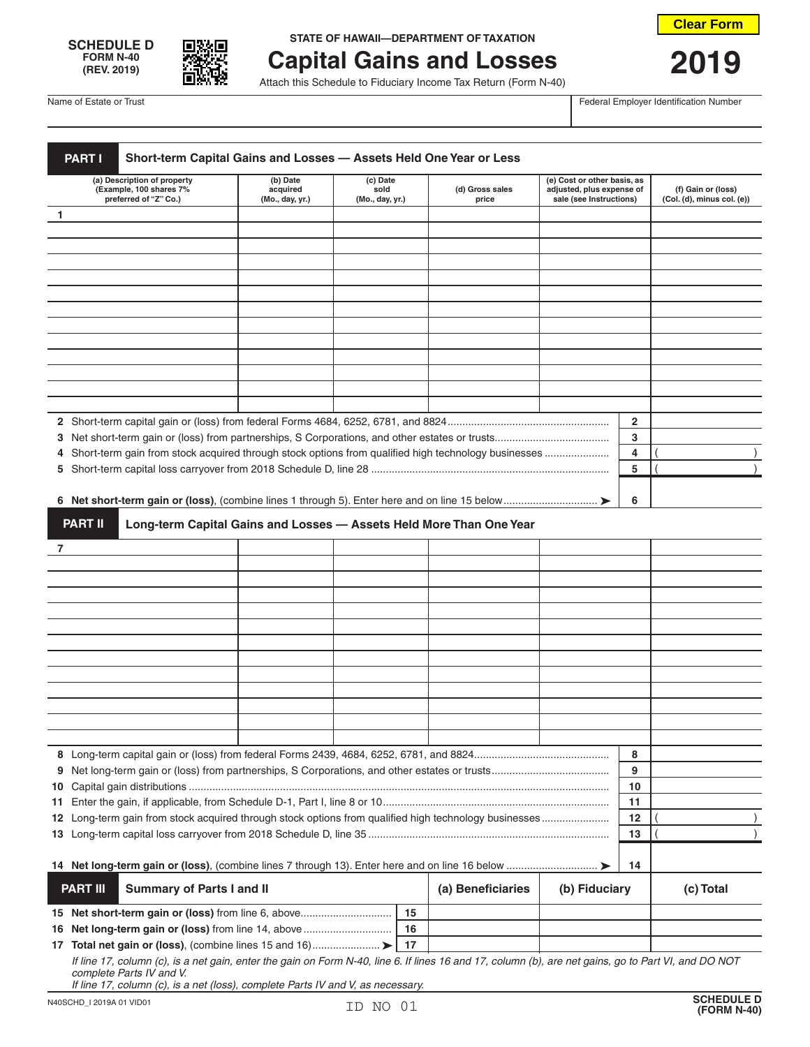SCHEDULE D
FORM N-40
(REV. 2019)

STATE OF HAWAII—DEPARTMENT OF TAXATION

# Capital Gains and Losses

Attach this Schedule to Fiduciary Income Tax Return (Form N-40)

**2019**

Clear Form

| Name of Estate or Trust | Federal Employer Identification Number |
|---|---|
| | |

## PART I Short-term Capital Gains and Losses — Assets Held One Year or Less

| | (a) Description of property (Example, 100 shares 7% preferred of "Z" Co.) | (b) Date acquired (Mo., day, yr.) | (c) Date sold (Mo., day, yr.) | (d) Gross sales price | (e) Cost or other basis, as adjusted, plus expense of sale (see Instructions) | (f) Gain or (loss) (Col. (d), minus col. (e)) |
|---|---|---|---|---|---|---|
| 1 | | | | | | |
| | | | | | | |
| | | | | | | |
| | | | | | | |
| | | | | | | |
| | | | | | | |
| | | | | | | |
| | | | | | | |
| | | | | | | |
| | | | | | | |
| | | | | | | |
| | | | | | | |

| | | | |
|---|---|---|---|
| 2 | Short-term capital gain or (loss) from federal Forms 4684, 6252, 6781, and 8824 | 2 | |
| 3 | Net short-term gain or (loss) from partnerships, S Corporations, and other estates or trusts | 3 | |
| 4 | Short-term gain from stock acquired through stock options from qualified high technology businesses | 4 | ( ) |
| 5 | Short-term capital loss carryover from 2018 Schedule D, line 28 | 5 | ( ) |
| 6 | **Net short-term gain or (loss)**, (combine lines 1 through 5). Enter here and on line 15 below ➤ | 6 | |

## PART II Long-term Capital Gains and Losses — Assets Held More Than One Year

| | (a) | (b) | (c) | (d) | (e) | (f) |
|---|---|---|---|---|---|---|
| 7 | | | | | | |
| | | | | | | |
| | | | | | | |
| | | | | | | |
| | | | | | | |
| | | | | | | |
| | | | | | | |
| | | | | | | |
| | | | | | | |
| | | | | | | |
| | | | | | | |
| | | | | | | |

| | | | |
|---|---|---|---|
| 8 | Long-term capital gain or (loss) from federal Forms 2439, 4684, 6252, 6781, and 8824 | 8 | |
| 9 | Net long-term gain or (loss) from partnerships, S Corporations, and other estates or trusts | 9 | |
| 10 | Capital gain distributions | 10 | |
| 11 | Enter the gain, if applicable, from Schedule D-1, Part I, line 8 or 10 | 11 | |
| 12 | Long-term gain from stock acquired through stock options from qualified high technology businesses | 12 | ( ) |
| 13 | Long-term capital loss carryover from 2018 Schedule D, line 35 | 13 | ( ) |
| 14 | **Net long-term gain or (loss)**, (combine lines 7 through 13). Enter here and on line 16 below ➤ | 14 | |

## PART III Summary of Parts I and II

| | | | (a) Beneficiaries | (b) Fiduciary | (c) Total |
|---|---|---|---|---|---|
| 15 | **Net short-term gain or (loss)** from line 6, above | 15 | | | |
| 16 | **Net long-term gain or (loss)** from line 14, above | 16 | | | |
| 17 | **Total net gain or (loss)**, (combine lines 15 and 16) ➤ | 17 | | | |

*If line 17, column (c), is a net gain, enter the gain on Form N-40, line 6. If lines 16 and 17, column (b), are net gains, go to Part VI, and DO NOT complete Parts IV and V.*
*If line 17, column (c), is a net (loss), complete Parts IV and V, as necessary.*

N40SCHD_I 2019A 01 VID01 ID NO 01 SCHEDULE D (FORM N-40)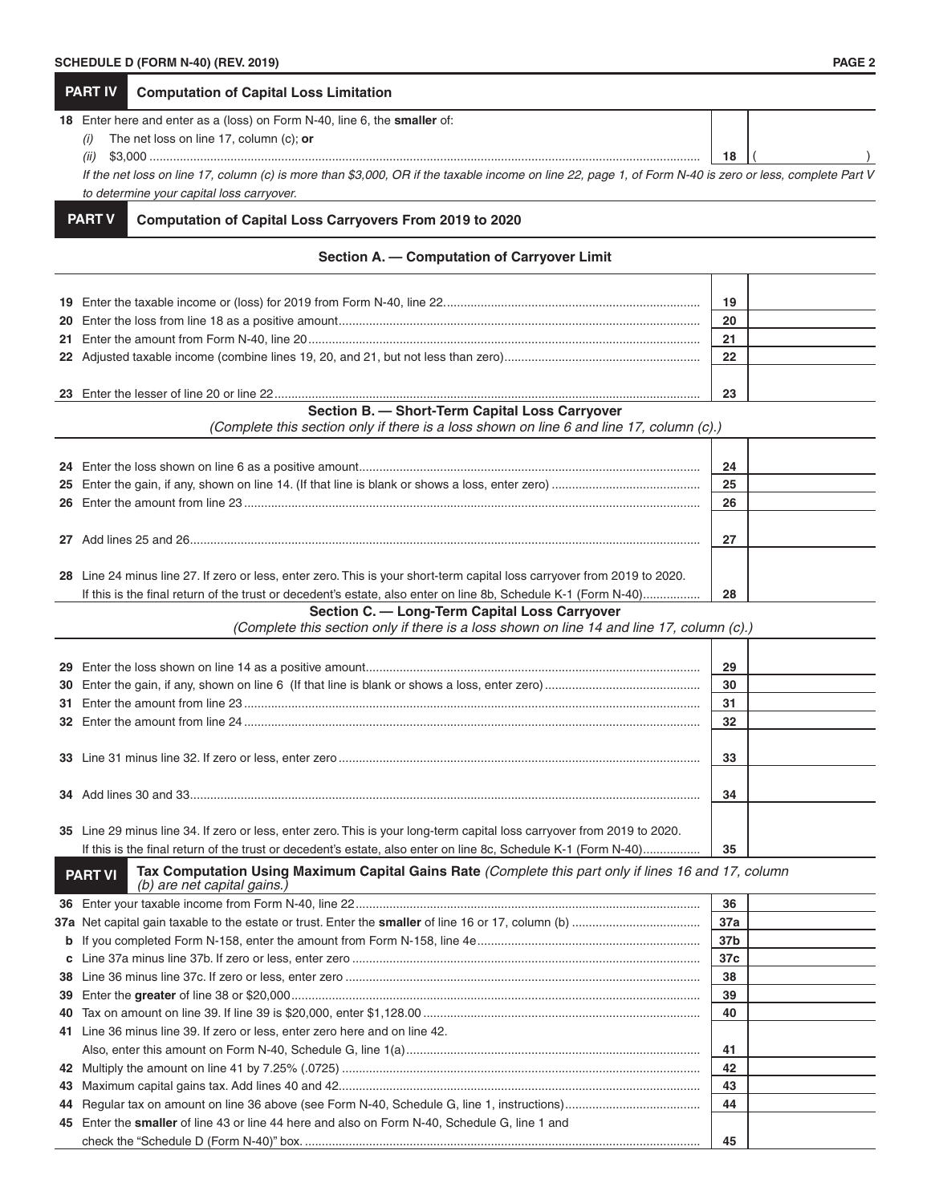## PART IV Computation of Capital Loss Limitation

| | | |
|---|---|---|
| **18** Enter here and enter as a (loss) on Form N-40, line 6, the **smaller** of: *(i)* The net loss on line 17, column (c); **or** *(ii)* $3,000 | 18 | ( ) |

*If the net loss on line 17, column (c) is more than $3,000, OR if the taxable income on line 22, page 1, of Form N-40 is zero or less, complete Part V to determine your capital loss carryover.*

## PART V Computation of Capital Loss Carryovers From 2019 to 2020

### Section A. — Computation of Carryover Limit

| | | |
|---|---|---|
| **19** Enter the taxable income or (loss) for 2019 from Form N-40, line 22 | 19 | |
| **20** Enter the loss from line 18 as a positive amount | 20 | |
| **21** Enter the amount from Form N-40, line 20 | 21 | |
| **22** Adjusted taxable income (combine lines 19, 20, and 21, but not less than zero) | 22 | |
| **23** Enter the lesser of line 20 or line 22 | 23 | |

### Section B. — Short-Term Capital Loss Carryover

*(Complete this section only if there is a loss shown on line 6 and line 17, column (c).)*

| | | |
|---|---|---|
| **24** Enter the loss shown on line 6 as a positive amount | 24 | |
| **25** Enter the gain, if any, shown on line 14. (If that line is blank or shows a loss, enter zero) | 25 | |
| **26** Enter the amount from line 23 | 26 | |
| **27** Add lines 25 and 26 | 27 | |
| **28** Line 24 minus line 27. If zero or less, enter zero. This is your short-term capital loss carryover from 2019 to 2020. If this is the final return of the trust or decedent's estate, also enter on line 8b, Schedule K-1 (Form N-40) | 28 | |

### Section C. — Long-Term Capital Loss Carryover

*(Complete this section only if there is a loss shown on line 14 and line 17, column (c).)*

| | | |
|---|---|---|
| **29** Enter the loss shown on line 14 as a positive amount | 29 | |
| **30** Enter the gain, if any, shown on line 6 (If that line is blank or shows a loss, enter zero) | 30 | |
| **31** Enter the amount from line 23 | 31 | |
| **32** Enter the amount from line 24 | 32 | |
| **33** Line 31 minus line 32. If zero or less, enter zero | 33 | |
| **34** Add lines 30 and 33 | 34 | |
| **35** Line 29 minus line 34. If zero or less, enter zero. This is your long-term capital loss carryover from 2019 to 2020. If this is the final return of the trust or decedent's estate, also enter on line 8c, Schedule K-1 (Form N-40) | 35 | |

## PART VI Tax Computation Using Maximum Capital Gains Rate *(Complete this part only if lines 16 and 17, column (b) are net capital gains.)*

| | | |
|---|---|---|
| **36** Enter your taxable income from Form N-40, line 22 | 36 | |
| **37a** Net capital gain taxable to the estate or trust. Enter the **smaller** of line 16 or 17, column (b) | 37a | |
| **b** If you completed Form N-158, enter the amount from Form N-158, line 4e | 37b | |
| **c** Line 37a minus line 37b. If zero or less, enter zero | 37c | |
| **38** Line 36 minus line 37c. If zero or less, enter zero | 38 | |
| **39** Enter the **greater** of line 38 or $20,000 | 39 | |
| **40** Tax on amount on line 39. If line 39 is $20,000, enter $1,128.00 | 40 | |
| **41** Line 36 minus line 39. If zero or less, enter zero here and on line 42. Also, enter this amount on Form N-40, Schedule G, line 1(a) | 41 | |
| **42** Multiply the amount on line 41 by 7.25% (.0725) | 42 | |
| **43** Maximum capital gains tax. Add lines 40 and 42 | 43 | |
| **44** Regular tax on amount on line 36 above (see Form N-40, Schedule G, line 1, instructions) | 44 | |
| **45** Enter the **smaller** of line 43 or line 44 here and also on Form N-40, Schedule G, line 1 and check the "Schedule D (Form N-40)" box. | 45 | |